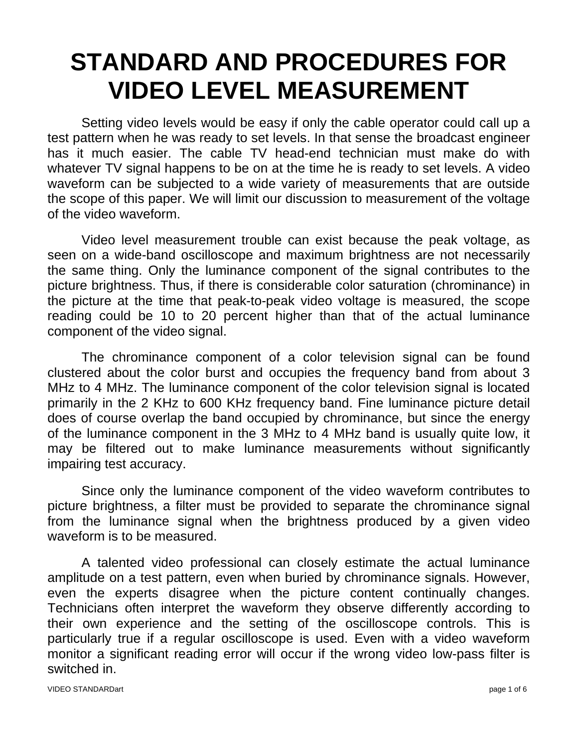# STANDARD AND PROCEDURES FOR VIDEO LEVEL MEASUREMENT

Setting video levels would be easy if only the cable operator could call up a test pattern when he was ready to set levels. In that sense the broadcast engineer has it much easier. The cable TV head-end technician must make do with whatever TV signal happens to be on at the time he is ready to set levels. A video waveform can be subjected to a wide variety of measurements that are outside the scope of this paper. We will limit our discussion to measurement of the voltage of the video waveform.

Video level measurement trouble can exist because the peak voltage, as seen on a wide-band oscilloscope and maximum brightness are not necessarily the same thing. Only the luminance component of the signal contributes to the picture brightness. Thus, if there is considerable color saturation (chrominance) in the picture at the time that peak-to-peak video voltage is measured, the scope reading could be 10 to 20 percent higher than that of the actual luminance component of the video signal.

The chrominance component of a color television signal can be found clustered about the color burst and occupies the frequency band from about 3 MHz to 4 MHz. The luminance component of the color television signal is located primarily in the 2 KHz to 600 KHz frequency band. Fine luminance picture detail does of course overlap the band occupied by chrominance, but since the energy of the luminance component in the 3 MHz to 4 MHz band is usually quite low, it may be filtered out to make luminance measurements without significantly impairing test accuracy.

Since only the luminance component of the video waveform contributes to picture brightness, a filter must be provided to separate the chrominance signal from the luminance signal when the brightness produced by a given video waveform is to be measured.

A talented video professional can closely estimate the actual luminance amplitude on a test pattern, even when buried by chrominance signals. However, even the experts disagree when the picture content continually changes. Technicians often interpret the waveform they observe differently according to their own experience and the setting of the oscilloscope controls. This is particularly true if a regular oscilloscope is used. Even with a video waveform monitor a significant reading error will occur if the wrong video low-pass filter is switched in.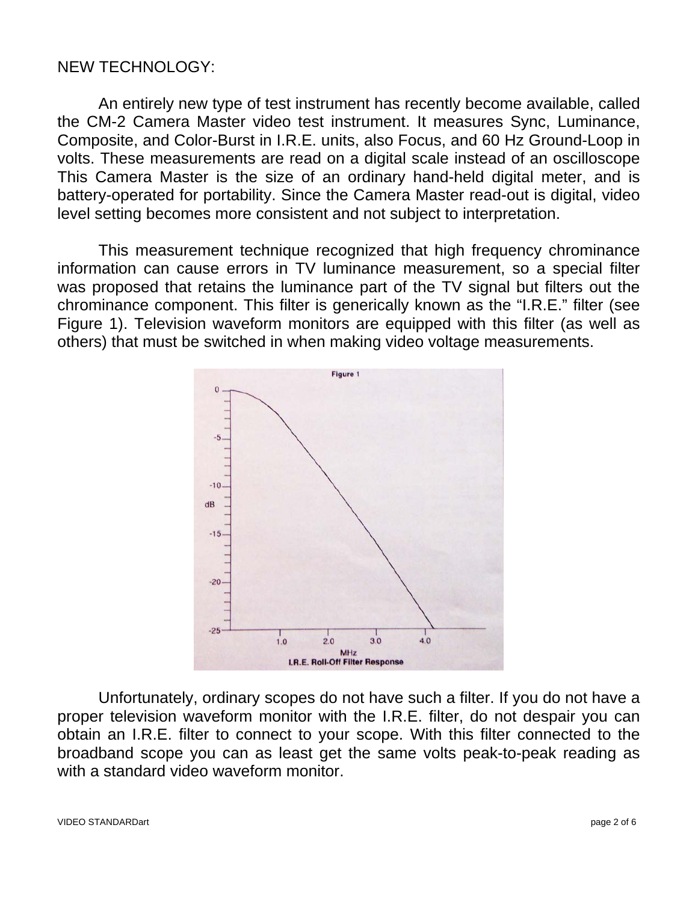NEW TECHNOLOGY:

An entirely new type of test instrument has recently become available, called the CM-2 Camera Master video test instrument. It measures Sync, Luminance, Composite, and Color-Burst in I.R.E. units, also Focus, and 60 Hz Ground-Loop in volts. These measurements are read on a digital scale instead of an oscilloscope This Camera Master is the size of an ordinary hand-held digital meter, and is battery-operated for portability. Since the Camera Master read-out is digital, video level setting becomes more consistent and not subject to interpretation.

This measurement technique recognized that high frequency chrominance information can cause errors in TV luminance measurement, so a special filter was proposed that retains the luminance part of the TV signal but filters out the chrominance component. This filter is generically known as the "I.R.E." filter (see Figure 1). Television waveform monitors are equipped with this filter (as well as others) that must be switched in when making video voltage measurements.

Figure 1

I.R.E. Roll-Off Filter Response

Unfortunately, ordinary scopes do not have such a filter. If you do not have a proper television waveform monitor with the I.R.E. filter, do not despair you can obtain an I.R.E. filter to connect to your scope. With this filter connected to the broadband scope you can as least get the same volts peak-to-peak reading as with a standard video waveform monitor.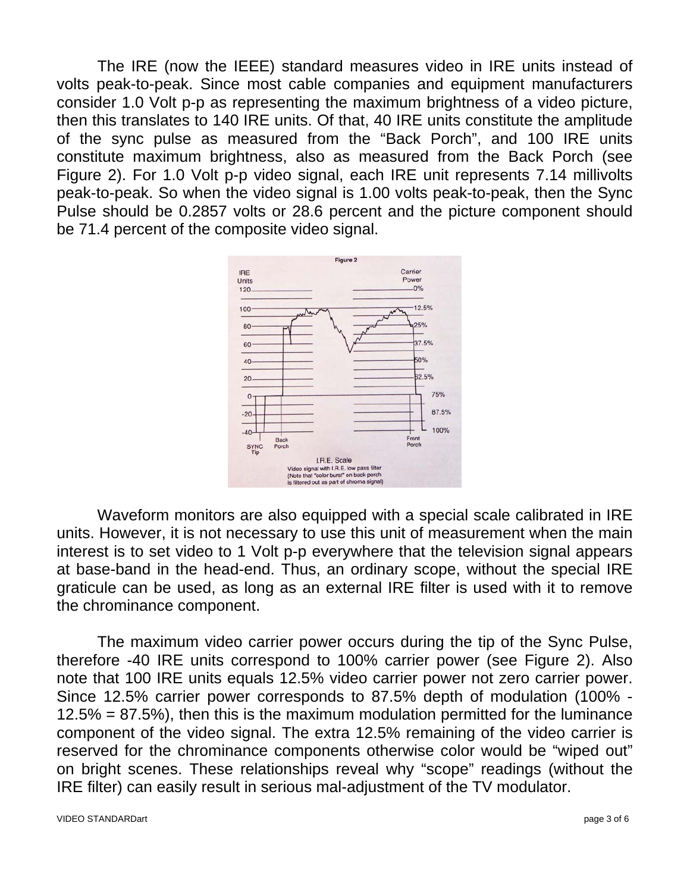The IRE (now the IEEE) standard measures video in IRE units instead of volts peak-to-peak. Since most cable companies and equipment manufacturers consider 1.0 Volt p-p as representing the maximum brightness of a video picture, then this translates to 140 IRE units. Of that, 40 IRE units constitute the amplitude of the sync pulse as measured from the “Back Porch”, and 100 IRE units constitute maximum brightness, also as measured from the Back Porch (see Figure 2). For 1.0 Volt p-p video signal, each IRE unit represents 7.14 millivolts peak-to-peak. So when the video signal is 1.00 volts peak-to-peak, then the Sync Pulse should be 0.2857 volts or 28.6 percent and the picture component should be 71.4 percent of the composite video signal.

Waveform monitors are also equipped with a special scale calibrated in IRE units. However, it is not necessary to use this unit of measurement when the main interest is to set video to 1 Volt p-p everywhere that the television signal appears at base-band in the head-end. Thus, an ordinary scope, without the special IRE graticule can be used, as long as an external IRE filter is used with it to remove the chrominance component.

The maximum video carrier power occurs during the tip of the Sync Pulse, therefore -40 IRE units correspond to 100% carrier power (see Figure 2). Also note that 100 IRE units equals 12.5% video carrier power not zero carrier power. Since 12.5% carrier power corresponds to 87.5% depth of modulation (100% - 12.5% = 87.5%), then this is the maximum modulation permitted for the luminance component of the video signal. The extra 12.5% remaining of the video carrier is reserved for the chrominance components otherwise color would be “wiped out” on bright scenes. These relationships reveal why “scope” readings (without the IRE filter) can easily result in serious mal-adjustment of the TV modulator.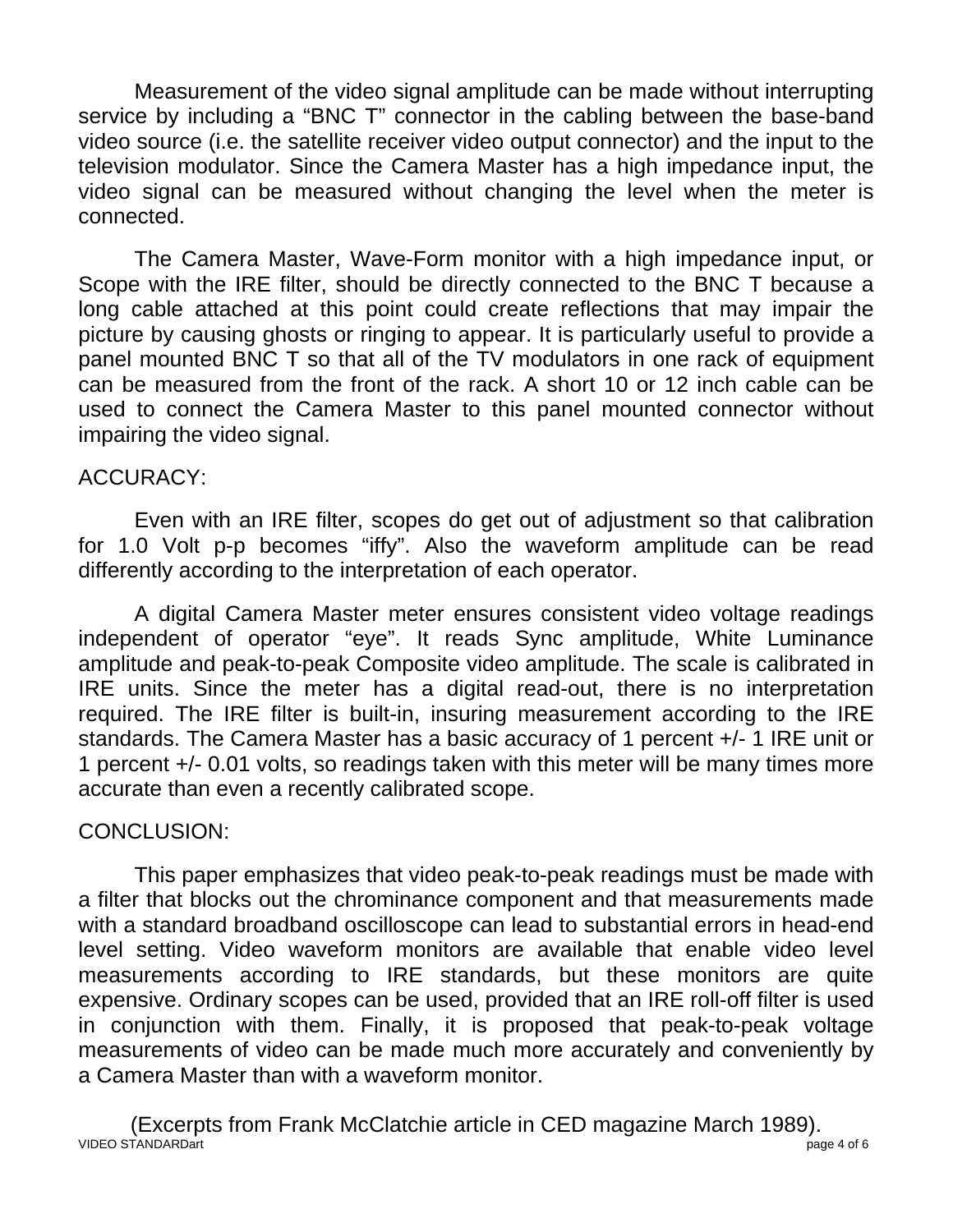Measurement of the video signal amplitude can be made without interrupting service by including a "BNC T" connector in the cabling between the base-band video source (i.e. the satellite receiver video output connector) and the input to the television modulator. Since the Camera Master has a high impedance input, the video signal can be measured without changing the level when the meter is connected.

The Camera Master, Wave-Form monitor with a high impedance input, or Scope with the IRE filter, should be directly connected to the BNC T because a long cable attached at this point could create reflections that may impair the picture by causing ghosts or ringing to appear. It is particularly useful to provide a panel mounted BNC T so that all of the TV modulators in one rack of equipment can be measured from the front of the rack. A short 10 or 12 inch cable can be used to connect the Camera Master to this panel mounted connector without impairing the video signal.

## ACCURACY:

Even with an IRE filter, scopes do get out of adjustment so that calibration for 1.0 Volt p-p becomes "iffy". Also the waveform amplitude can be read differently according to the interpretation of each operator.

A digital Camera Master meter ensures consistent video voltage readings independent of operator "eye". It reads Sync amplitude, White Luminance amplitude and peak-to-peak Composite video amplitude. The scale is calibrated in IRE units. Since the meter has a digital read-out, there is no interpretation required. The IRE filter is built-in, insuring measurement according to the IRE standards. The Camera Master has a basic accuracy of 1 percent +/- 1 IRE unit or 1 percent +/- 0.01 volts, so readings taken with this meter will be many times more accurate than even a recently calibrated scope.

## CONCLUSION:

This paper emphasizes that video peak-to-peak readings must be made with a filter that blocks out the chrominance component and that measurements made with a standard broadband oscilloscope can lead to substantial errors in head-end level setting. Video waveform monitors are available that enable video level measurements according to IRE standards, but these monitors are quite expensive. Ordinary scopes can be used, provided that an IRE roll-off filter is used in conjunction with them. Finally, it is proposed that peak-to-peak voltage measurements of video can be made much more accurately and conveniently by a Camera Master than with a waveform monitor.

(Excerpts from Frank McClatchie article in CED magazine March 1989).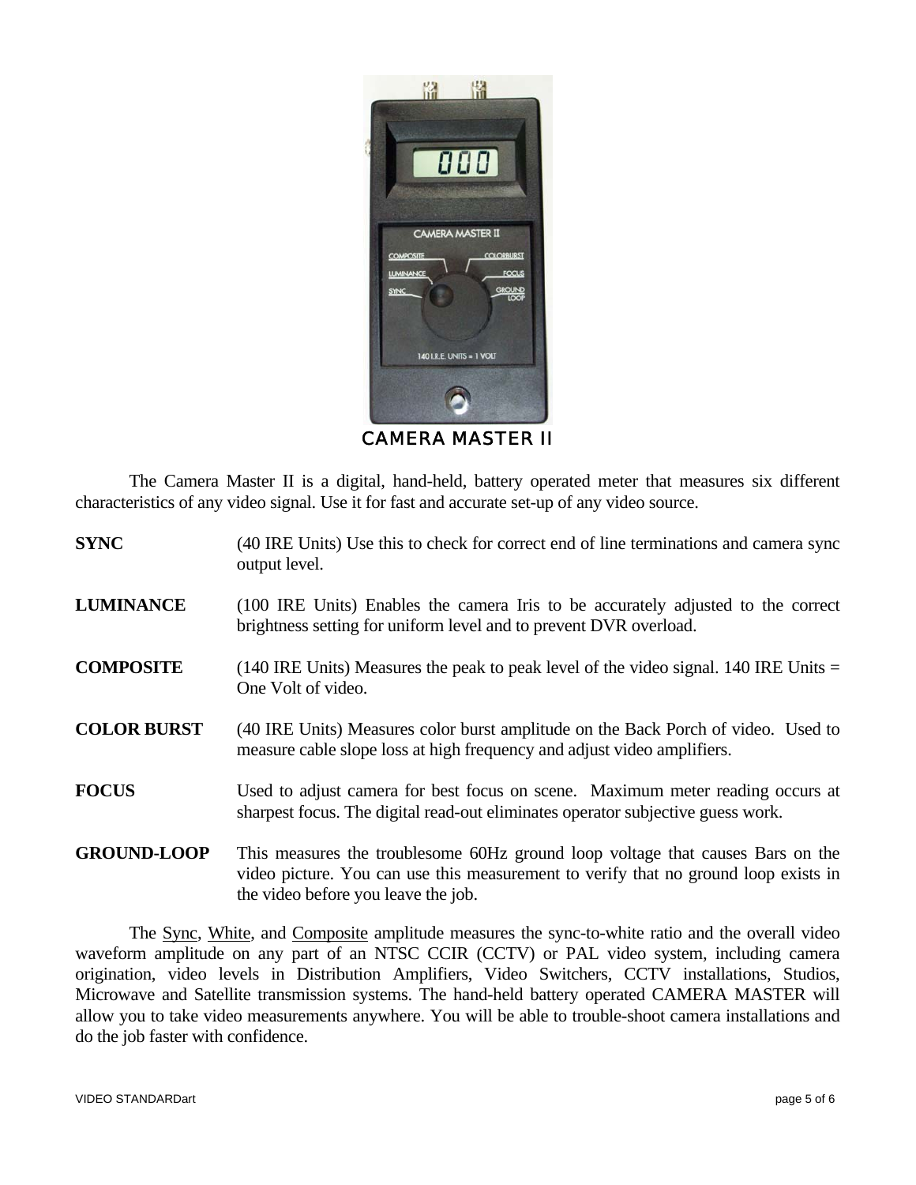CAMERA MASTER II

The Camera Master II is a digital, hand-held, battery operated meter that measures six different characteristics of any video signal. Use it for fast and accurate set-up of any video source.

**SYNC** (40 IRE Units) Use this to check for correct end of line terminations and camera sync output level.

**LUMINANCE** (100 IRE Units) Enables the camera Iris to be accurately adjusted to the correct brightness setting for uniform level and to prevent DVR overload.

**COMPOSITE** (140 IRE Units) Measures the peak to peak level of the video signal. 140 IRE Units = One Volt of video.

**COLOR BURST** (40 IRE Units) Measures color burst amplitude on the Back Porch of video. Used to measure cable slope loss at high frequency and adjust video amplifiers.

**FOCUS** Used to adjust camera for best focus on scene. Maximum meter reading occurs at sharpest focus. The digital read-out eliminates operator subjective guess work.

**GROUND-LOOP** This measures the troublesome 60Hz ground loop voltage that causes Bars on the video picture. You can use this measurement to verify that no ground loop exists in the video before you leave the job.

The Sync, White, and Composite amplitude measures the sync-to-white ratio and the overall video waveform amplitude on any part of an NTSC CCIR (CCTV) or PAL video system, including camera origination, video levels in Distribution Amplifiers, Video Switchers, CCTV installations, Studios, Microwave and Satellite transmission systems. The hand-held battery operated CAMERA MASTER will allow you to take video measurements anywhere. You will be able to trouble-shoot camera installations and do the job faster with confidence.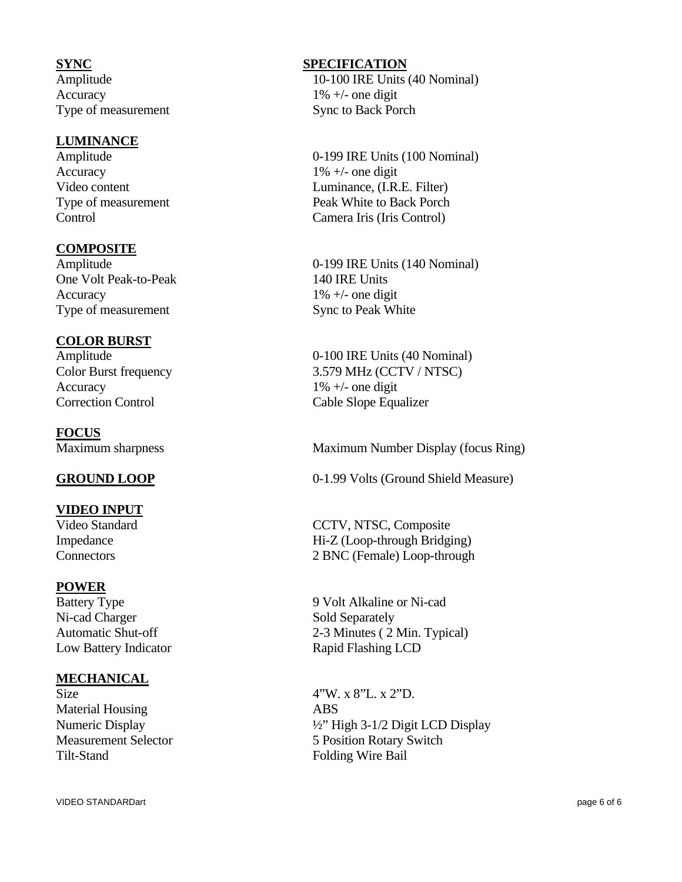| SYNC | SPECIFICATION |
|---|---|
| Amplitude | 10-100 IRE Units (40 Nominal) |
| Accuracy | 1% +/- one digit |
| Type of measurement | Sync to Back Porch |
| **LUMINANCE** | |
| Amplitude | 0-199 IRE Units (100 Nominal) |
| Accuracy | 1% +/- one digit |
| Video content | Luminance, (I.R.E. Filter) |
| Type of measurement | Peak White to Back Porch |
| Control | Camera Iris (Iris Control) |
| **COMPOSITE** | |
| Amplitude | 0-199 IRE Units (140 Nominal) |
| One Volt Peak-to-Peak | 140 IRE Units |
| Accuracy | 1% +/- one digit |
| Type of measurement | Sync to Peak White |
| **COLOR BURST** | |
| Amplitude | 0-100 IRE Units (40 Nominal) |
| Color Burst frequency | 3.579 MHz (CCTV / NTSC) |
| Accuracy | 1% +/- one digit |
| Correction Control | Cable Slope Equalizer |
| **FOCUS** | |
| Maximum sharpness | Maximum Number Display (focus Ring) |
| **GROUND LOOP** | 0-1.99 Volts (Ground Shield Measure) |
| **VIDEO INPUT** | |
| Video Standard | CCTV, NTSC, Composite |
| Impedance | Hi-Z (Loop-through Bridging) |
| Connectors | 2 BNC (Female) Loop-through |
| **POWER** | |
| Battery Type | 9 Volt Alkaline or Ni-cad |
| Ni-cad Charger | Sold Separately |
| Automatic Shut-off | 2-3 Minutes ( 2 Min. Typical) |
| Low Battery Indicator | Rapid Flashing LCD |
| **MECHANICAL** | |
| Size | 4"W. x 8"L. x 2"D. |
| Material Housing | ABS |
| Numeric Display | ½" High 3-1/2 Digit LCD Display |
| Measurement Selector | 5 Position Rotary Switch |
| Tilt-Stand | Folding Wire Bail |